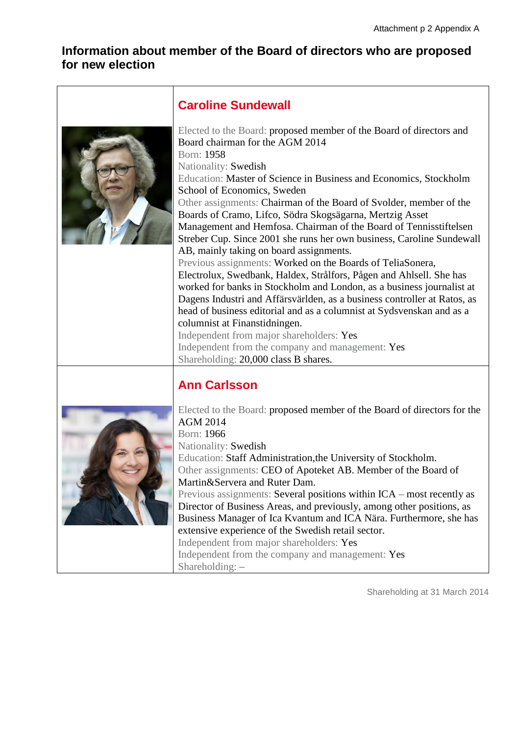# Information about member of the Board of directors who are proposed for new election

## Caroline Sundewall

Elected to the Board: proposed member of the Board of directors and Board chairman for the AGM 2014
Born: 1958
Nationality: Swedish
Education: Master of Science in Business and Economics, Stockholm School of Economics, Sweden
Other assignments: Chairman of the Board of Svolder, member of the Boards of Cramo, Lifco, Södra Skogsägarna, Mertzig Asset Management and Hemfosa. Chairman of the Board of Tennisstiftelsen Streber Cup. Since 2001 she runs her own business, Caroline Sundewall AB, mainly taking on board assignments.
Previous assignments: Worked on the Boards of TeliaSonera, Electrolux, Swedbank, Haldex, Strålfors, Pågen and Ahlsell. She has worked for banks in Stockholm and London, as a business journalist at Dagens Industri and Affärsvärlden, as a business controller at Ratos, as head of business editorial and as a columnist at Sydsvenskan and as a columnist at Finanstidningen.
Independent from major shareholders: Yes
Independent from the company and management: Yes
Shareholding: 20,000 class B shares.

## Ann Carlsson

Elected to the Board: proposed member of the Board of directors for the AGM 2014
Born: 1966
Nationality: Swedish
Education: Staff Administration,the University of Stockholm.
Other assignments: CEO of Apoteket AB. Member of the Board of Martin&Servera and Ruter Dam.
Previous assignments: Several positions within ICA – most recently as Director of Business Areas, and previously, among other positions, as Business Manager of Ica Kvantum and ICA Nära. Furthermore, she has extensive experience of the Swedish retail sector.
Independent from major shareholders: Yes
Independent from the company and management: Yes
Shareholding: –

Shareholding at 31 March 2014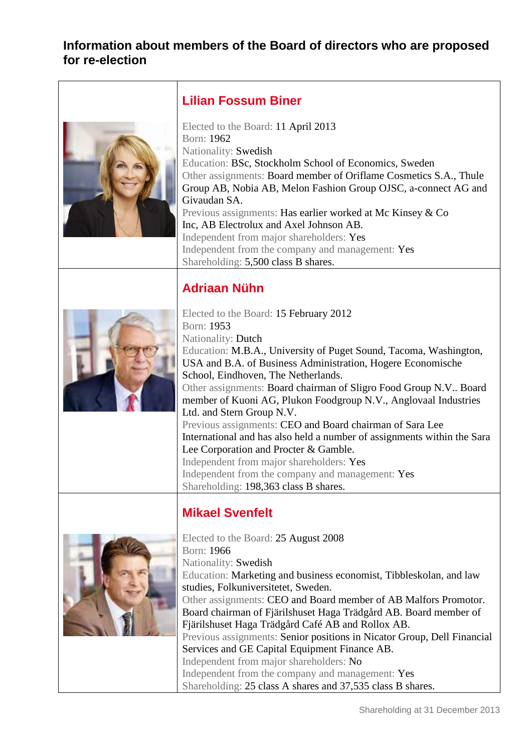## Information about members of the Board of directors who are proposed for re-election

### Lilian Fossum Biner

Elected to the Board: 11 April 2013
Born: 1962
Nationality: Swedish
Education: BSc, Stockholm School of Economics, Sweden
Other assignments: Board member of Oriflame Cosmetics S.A., Thule Group AB, Nobia AB, Melon Fashion Group OJSC, a-connect AG and Givaudan SA.
Previous assignments: Has earlier worked at Mc Kinsey & Co Inc, AB Electrolux and Axel Johnson AB.
Independent from major shareholders: Yes
Independent from the company and management: Yes
Shareholding: 5,500 class B shares.

### Adriaan Nühn

Elected to the Board: 15 February 2012
Born: 1953
Nationality: Dutch
Education: M.B.A., University of Puget Sound, Tacoma, Washington, USA and B.A. of Business Administration, Hogere Economische School, Eindhoven, The Netherlands.
Other assignments: Board chairman of Sligro Food Group N.V.. Board member of Kuoni AG, Plukon Foodgroup N.V., Anglovaal Industries Ltd. and Stern Group N.V.
Previous assignments: CEO and Board chairman of Sara Lee International and has also held a number of assignments within the Sara Lee Corporation and Procter & Gamble.
Independent from major shareholders: Yes
Independent from the company and management: Yes
Shareholding: 198,363 class B shares.

### Mikael Svenfelt

Elected to the Board: 25 August 2008
Born: 1966
Nationality: Swedish
Education: Marketing and business economist, Tibbleskolan, and law studies, Folkuniversitetet, Sweden.
Other assignments: CEO and Board member of AB Malfors Promotor. Board chairman of Fjärilshuset Haga Trädgård AB. Board member of Fjärilshuset Haga Trädgård Café AB and Rollox AB.
Previous assignments: Senior positions in Nicator Group, Dell Financial Services and GE Capital Equipment Finance AB.
Independent from major shareholders: No
Independent from the company and management: Yes
Shareholding: 25 class A shares and 37,535 class B shares.

Shareholding at 31 December 2013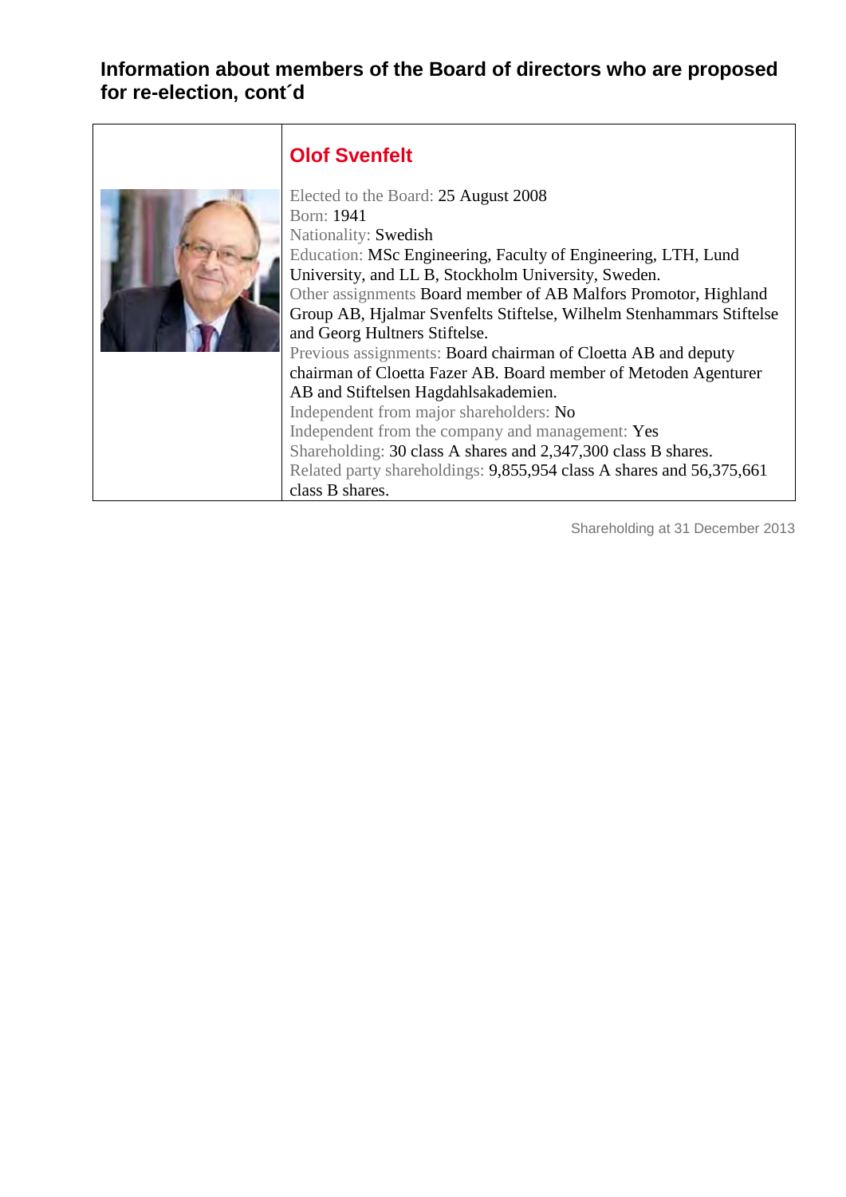## Information about members of the Board of directors who are proposed for re-election, cont´d

### Olof Svenfelt

Elected to the Board: 25 August 2008
Born: 1941
Nationality: Swedish
Education: MSc Engineering, Faculty of Engineering, LTH, Lund University, and LL B, Stockholm University, Sweden.
Other assignments Board member of AB Malfors Promotor, Highland Group AB, Hjalmar Svenfelts Stiftelse, Wilhelm Stenhammars Stiftelse and Georg Hultners Stiftelse.
Previous assignments: Board chairman of Cloetta AB and deputy chairman of Cloetta Fazer AB. Board member of Metoden Agenturer AB and Stiftelsen Hagdahlsakademien.
Independent from major shareholders: No
Independent from the company and management: Yes
Shareholding: 30 class A shares and 2,347,300 class B shares.
Related party shareholdings: 9,855,954 class A shares and 56,375,661 class B shares.

Shareholding at 31 December 2013